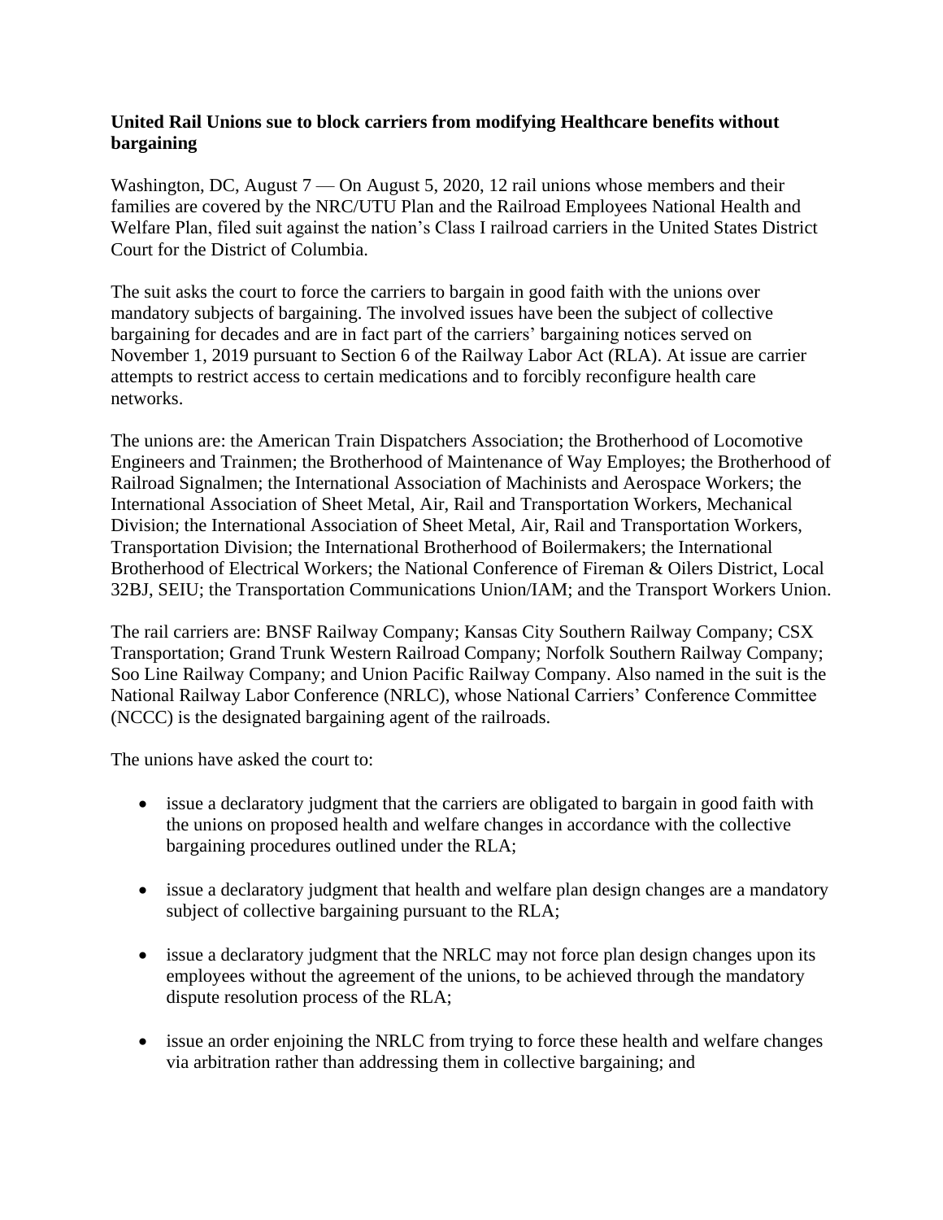**United Rail Unions sue to block carriers from modifying Healthcare benefits without bargaining**

Washington, DC, August 7 — On August 5, 2020, 12 rail unions whose members and their families are covered by the NRC/UTU Plan and the Railroad Employees National Health and Welfare Plan, filed suit against the nation's Class I railroad carriers in the United States District Court for the District of Columbia.

The suit asks the court to force the carriers to bargain in good faith with the unions over mandatory subjects of bargaining. The involved issues have been the subject of collective bargaining for decades and are in fact part of the carriers' bargaining notices served on November 1, 2019 pursuant to Section 6 of the Railway Labor Act (RLA). At issue are carrier attempts to restrict access to certain medications and to forcibly reconfigure health care networks.

The unions are: the American Train Dispatchers Association; the Brotherhood of Locomotive Engineers and Trainmen; the Brotherhood of Maintenance of Way Employes; the Brotherhood of Railroad Signalmen; the International Association of Machinists and Aerospace Workers; the International Association of Sheet Metal, Air, Rail and Transportation Workers, Mechanical Division; the International Association of Sheet Metal, Air, Rail and Transportation Workers, Transportation Division; the International Brotherhood of Boilermakers; the International Brotherhood of Electrical Workers; the National Conference of Fireman & Oilers District, Local 32BJ, SEIU; the Transportation Communications Union/IAM; and the Transport Workers Union.

The rail carriers are: BNSF Railway Company; Kansas City Southern Railway Company; CSX Transportation; Grand Trunk Western Railroad Company; Norfolk Southern Railway Company; Soo Line Railway Company; and Union Pacific Railway Company. Also named in the suit is the National Railway Labor Conference (NRLC), whose National Carriers' Conference Committee (NCCC) is the designated bargaining agent of the railroads.

The unions have asked the court to:

- issue a declaratory judgment that the carriers are obligated to bargain in good faith with the unions on proposed health and welfare changes in accordance with the collective bargaining procedures outlined under the RLA;

- issue a declaratory judgment that health and welfare plan design changes are a mandatory subject of collective bargaining pursuant to the RLA;

- issue a declaratory judgment that the NRLC may not force plan design changes upon its employees without the agreement of the unions, to be achieved through the mandatory dispute resolution process of the RLA;

- issue an order enjoining the NRLC from trying to force these health and welfare changes via arbitration rather than addressing them in collective bargaining; and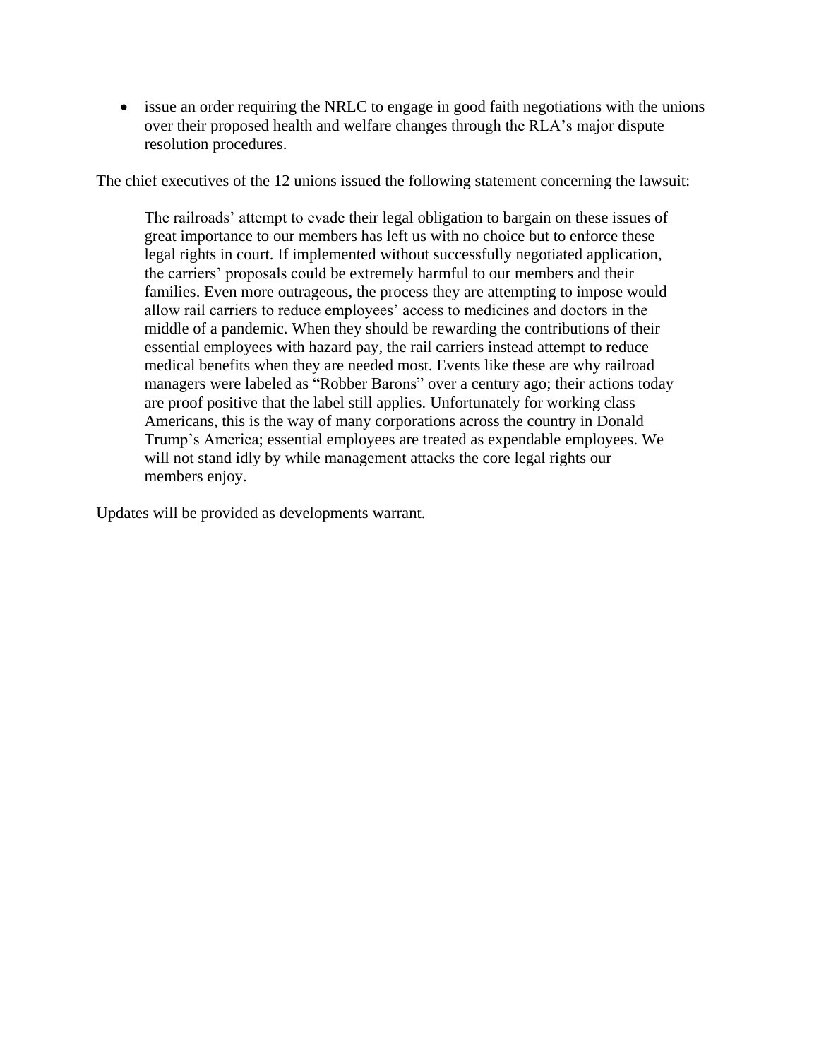- issue an order requiring the NRLC to engage in good faith negotiations with the unions over their proposed health and welfare changes through the RLA's major dispute resolution procedures.

The chief executives of the 12 unions issued the following statement concerning the lawsuit:

> The railroads' attempt to evade their legal obligation to bargain on these issues of great importance to our members has left us with no choice but to enforce these legal rights in court. If implemented without successfully negotiated application, the carriers' proposals could be extremely harmful to our members and their families. Even more outrageous, the process they are attempting to impose would allow rail carriers to reduce employees' access to medicines and doctors in the middle of a pandemic. When they should be rewarding the contributions of their essential employees with hazard pay, the rail carriers instead attempt to reduce medical benefits when they are needed most. Events like these are why railroad managers were labeled as "Robber Barons" over a century ago; their actions today are proof positive that the label still applies. Unfortunately for working class Americans, this is the way of many corporations across the country in Donald Trump's America; essential employees are treated as expendable employees. We will not stand idly by while management attacks the core legal rights our members enjoy.

Updates will be provided as developments warrant.